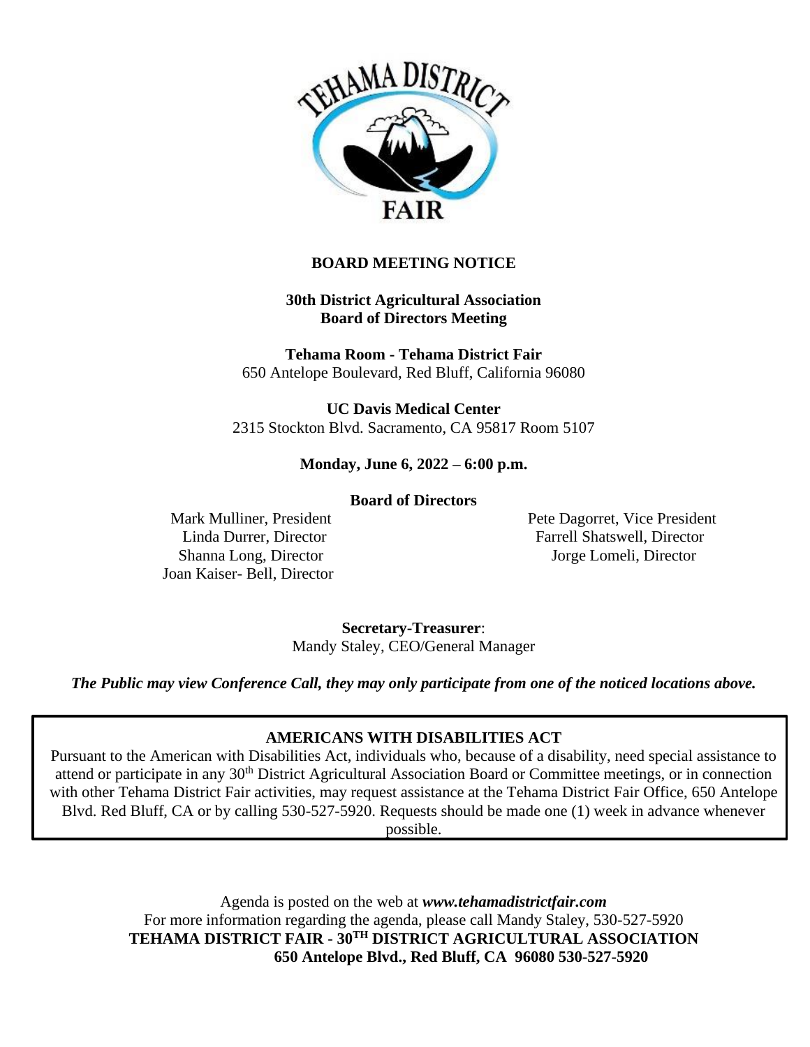# BOARD MEETING NOTICE

**30th District Agricultural Association**
**Board of Directors Meeting**

**Tehama Room - Tehama District Fair**
650 Antelope Boulevard, Red Bluff, California 96080

**UC Davis Medical Center**
2315 Stockton Blvd. Sacramento, CA 95817 Room 5107

**Monday, June 6, 2022 – 6:00 p.m.**

**Board of Directors**

Mark Mulliner, President
Pete Dagorret, Vice President
Linda Durrer, Director
Farrell Shatswell, Director
Shanna Long, Director
Jorge Lomeli, Director
Joan Kaiser- Bell, Director

**Secretary-Treasurer**:
Mandy Staley, CEO/General Manager

***The Public may view Conference Call, they may only participate from one of the noticed locations above.***

**AMERICANS WITH DISABILITIES ACT**

Pursuant to the American with Disabilities Act, individuals who, because of a disability, need special assistance to attend or participate in any 30th District Agricultural Association Board or Committee meetings, or in connection with other Tehama District Fair activities, may request assistance at the Tehama District Fair Office, 650 Antelope Blvd. Red Bluff, CA or by calling 530-527-5920. Requests should be made one (1) week in advance whenever possible.

Agenda is posted on the web at ***www.tehamadistrictfair.com***
For more information regarding the agenda, please call Mandy Staley, 530-527-5920
**TEHAMA DISTRICT FAIR - 30TH DISTRICT AGRICULTURAL ASSOCIATION**
**650 Antelope Blvd., Red Bluff, CA 96080 530-527-5920**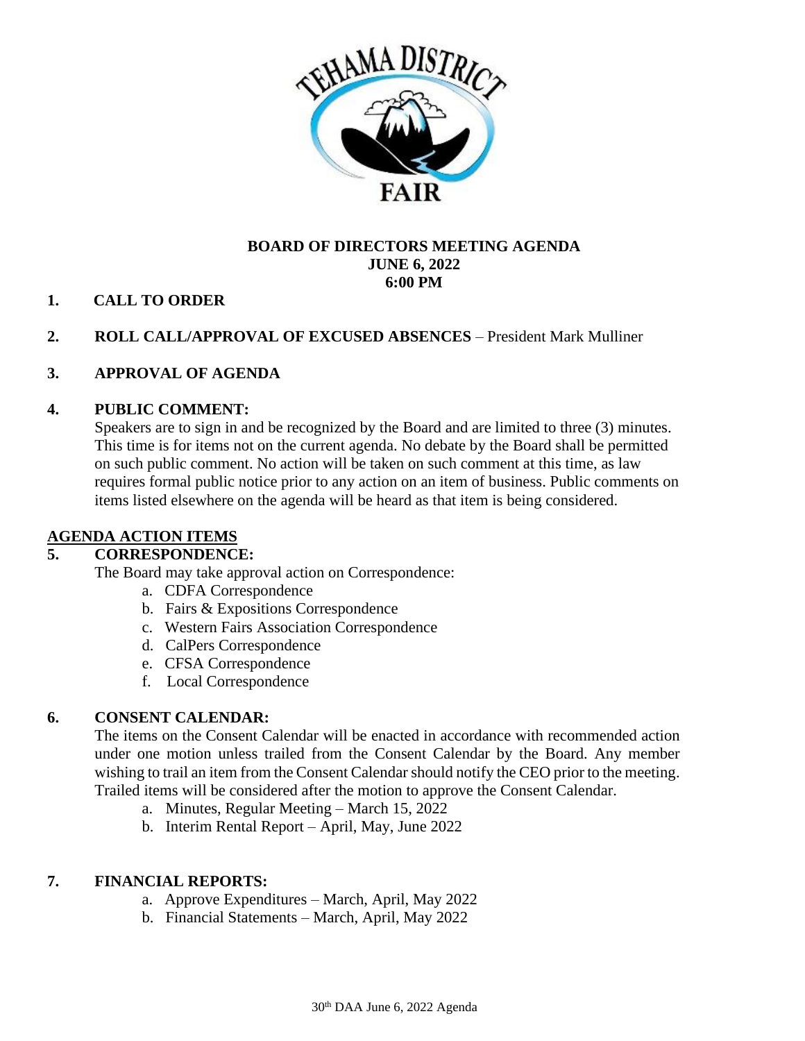**BOARD OF DIRECTORS MEETING AGENDA**
**JUNE 6, 2022**
**6:00 PM**

1. **CALL TO ORDER**

2. **ROLL CALL/APPROVAL OF EXCUSED ABSENCES** – President Mark Mulliner

3. **APPROVAL OF AGENDA**

4. **PUBLIC COMMENT:**
   Speakers are to sign in and be recognized by the Board and are limited to three (3) minutes. This time is for items not on the current agenda. No debate by the Board shall be permitted on such public comment. No action will be taken on such comment at this time, as law requires formal public notice prior to any action on an item of business. Public comments on items listed elsewhere on the agenda will be heard as that item is being considered.

## AGENDA ACTION ITEMS

5. **CORRESPONDENCE:**
   The Board may take approval action on Correspondence:
   a. CDFA Correspondence
   b. Fairs & Expositions Correspondence
   c. Western Fairs Association Correspondence
   d. CalPers Correspondence
   e. CFSA Correspondence
   f. Local Correspondence

6. **CONSENT CALENDAR:**
   The items on the Consent Calendar will be enacted in accordance with recommended action under one motion unless trailed from the Consent Calendar by the Board. Any member wishing to trail an item from the Consent Calendar should notify the CEO prior to the meeting. Trailed items will be considered after the motion to approve the Consent Calendar.
   a. Minutes, Regular Meeting – March 15, 2022
   b. Interim Rental Report – April, May, June 2022

7. **FINANCIAL REPORTS:**
   a. Approve Expenditures – March, April, May 2022
   b. Financial Statements – March, April, May 2022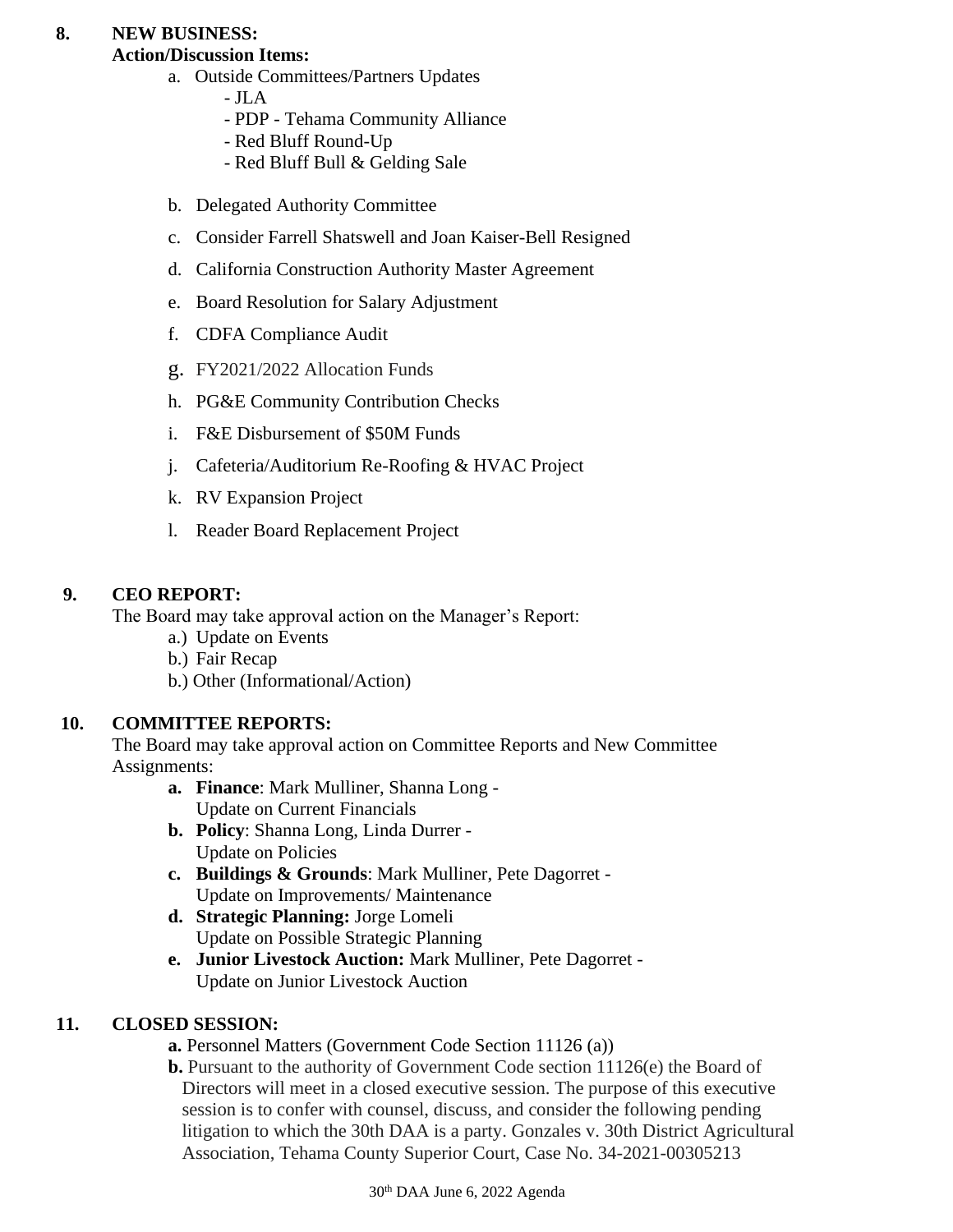**8. NEW BUSINESS:**
**Action/Discussion Items:**

a. Outside Committees/Partners Updates
   - JLA
   - PDP - Tehama Community Alliance
   - Red Bluff Round-Up
   - Red Bluff Bull & Gelding Sale

b. Delegated Authority Committee

c. Consider Farrell Shatswell and Joan Kaiser-Bell Resigned

d. California Construction Authority Master Agreement

e. Board Resolution for Salary Adjustment

f. CDFA Compliance Audit

g. FY2021/2022 Allocation Funds

h. PG&E Community Contribution Checks

i. F&E Disbursement of $50M Funds

j. Cafeteria/Auditorium Re-Roofing & HVAC Project

k. RV Expansion Project

l. Reader Board Replacement Project

**9. CEO REPORT:**
The Board may take approval action on the Manager's Report:

a.) Update on Events
b.) Fair Recap
b.) Other (Informational/Action)

**10. COMMITTEE REPORTS:**
The Board may take approval action on Committee Reports and New Committee Assignments:

**a. Finance**: Mark Mulliner, Shanna Long -
Update on Current Financials

**b. Policy**: Shanna Long, Linda Durrer -
Update on Policies

**c. Buildings & Grounds**: Mark Mulliner, Pete Dagorret -
Update on Improvements/ Maintenance

**d. Strategic Planning:** Jorge Lomeli
Update on Possible Strategic Planning

**e. Junior Livestock Auction:** Mark Mulliner, Pete Dagorret -
Update on Junior Livestock Auction

**11. CLOSED SESSION:**

**a.** Personnel Matters (Government Code Section 11126 (a))

**b.** Pursuant to the authority of Government Code section 11126(e) the Board of Directors will meet in a closed executive session. The purpose of this executive session is to confer with counsel, discuss, and consider the following pending litigation to which the 30th DAA is a party. Gonzales v. 30th District Agricultural Association, Tehama County Superior Court, Case No. 34-2021-00305213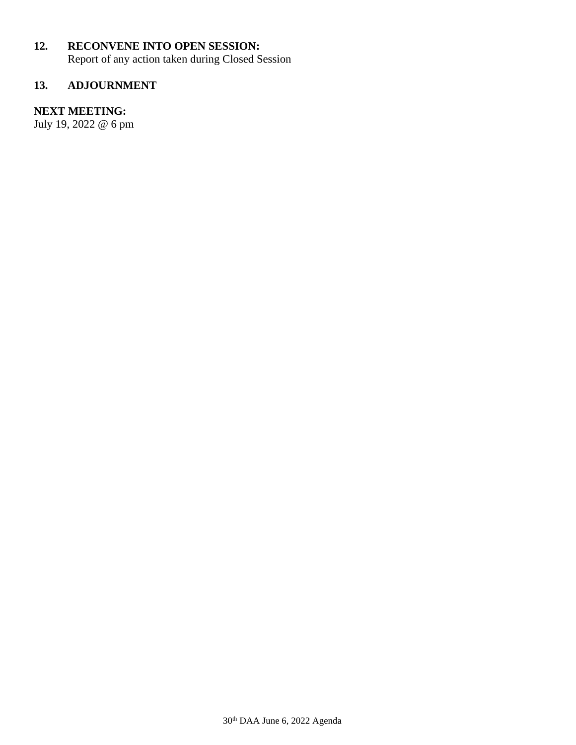**12. RECONVENE INTO OPEN SESSION:**
Report of any action taken during Closed Session

**13. ADJOURNMENT**

**NEXT MEETING:**
July 19, 2022 @ 6 pm